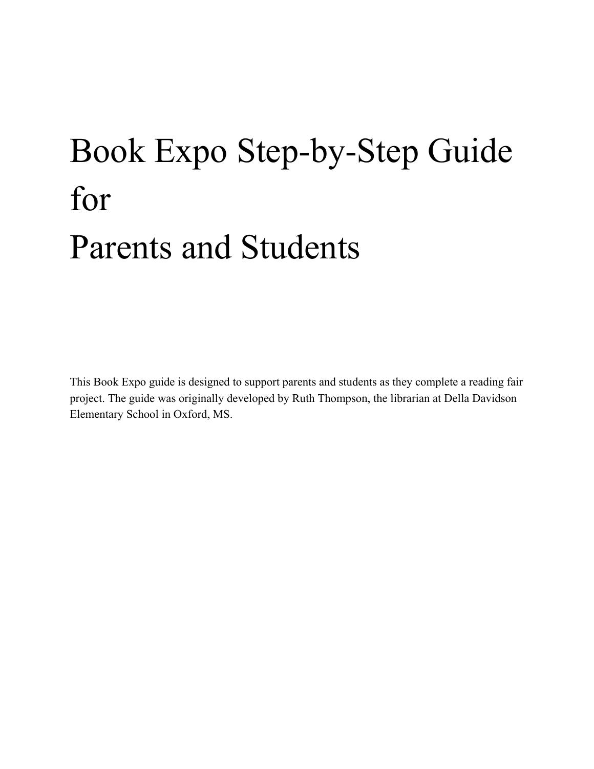# Book Expo Step-by-Step Guide for Parents and Students

This Book Expo guide is designed to support parents and students as they complete a reading fair project. The guide was originally developed by Ruth Thompson, the librarian at Della Davidson Elementary School in Oxford, MS.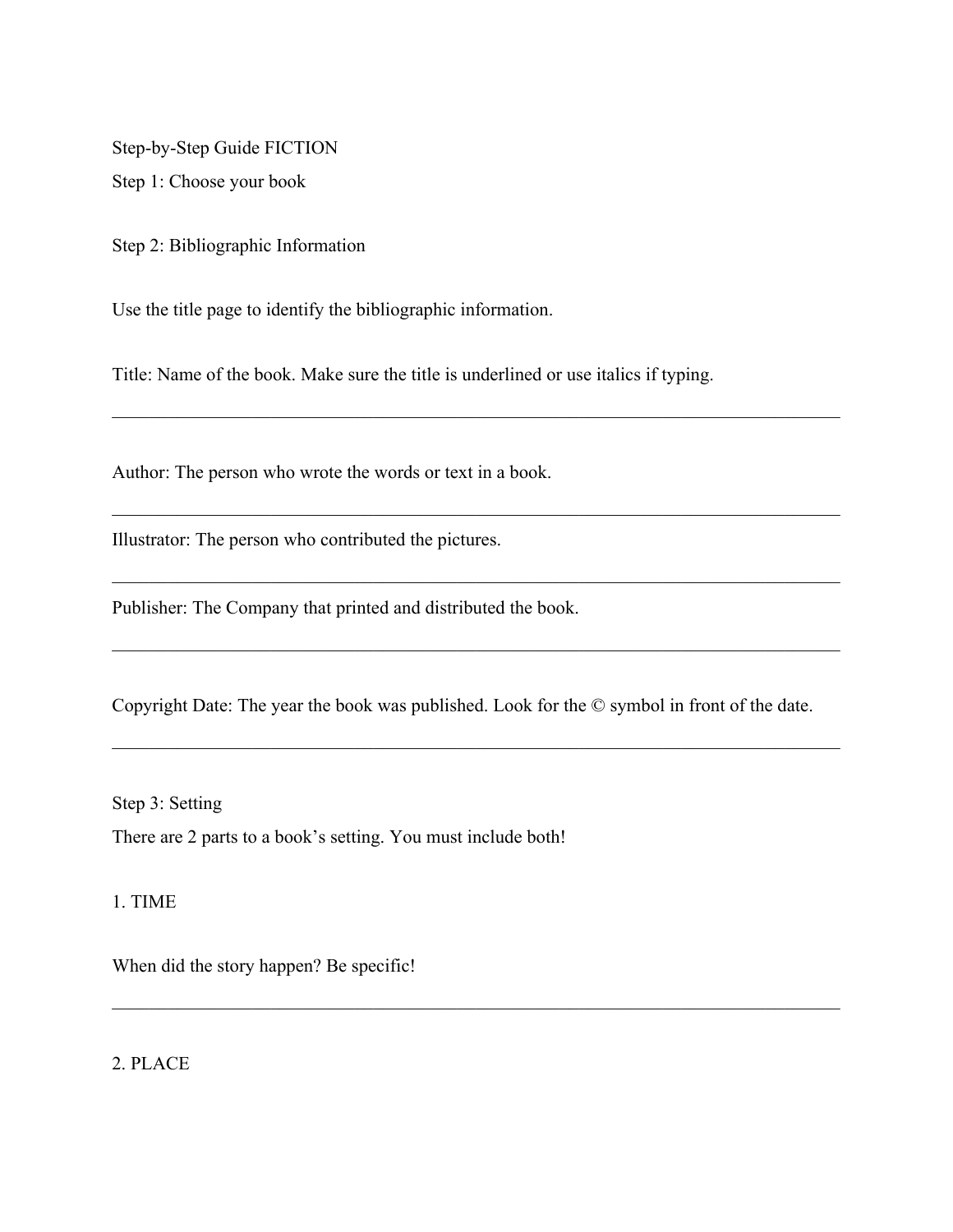Step-by-Step Guide FICTION

Step 1: Choose your book

Step 2: Bibliographic Information

Use the title page to identify the bibliographic information.

Title: Name of the book. Make sure the title is underlined or use italics if typing.

________________________________________________________________________

Author: The person who wrote the words or text in a book.

________________________________________________________________________

Illustrator: The person who contributed the pictures.

________________________________________________________________________

Publisher: The Company that printed and distributed the book.

________________________________________________________________________

Copyright Date: The year the book was published. Look for the © symbol in front of the date.

________________________________________________________________________

Step 3: Setting

There are 2 parts to a book's setting. You must include both!

1. TIME

When did the story happen? Be specific!

________________________________________________________________________

2. PLACE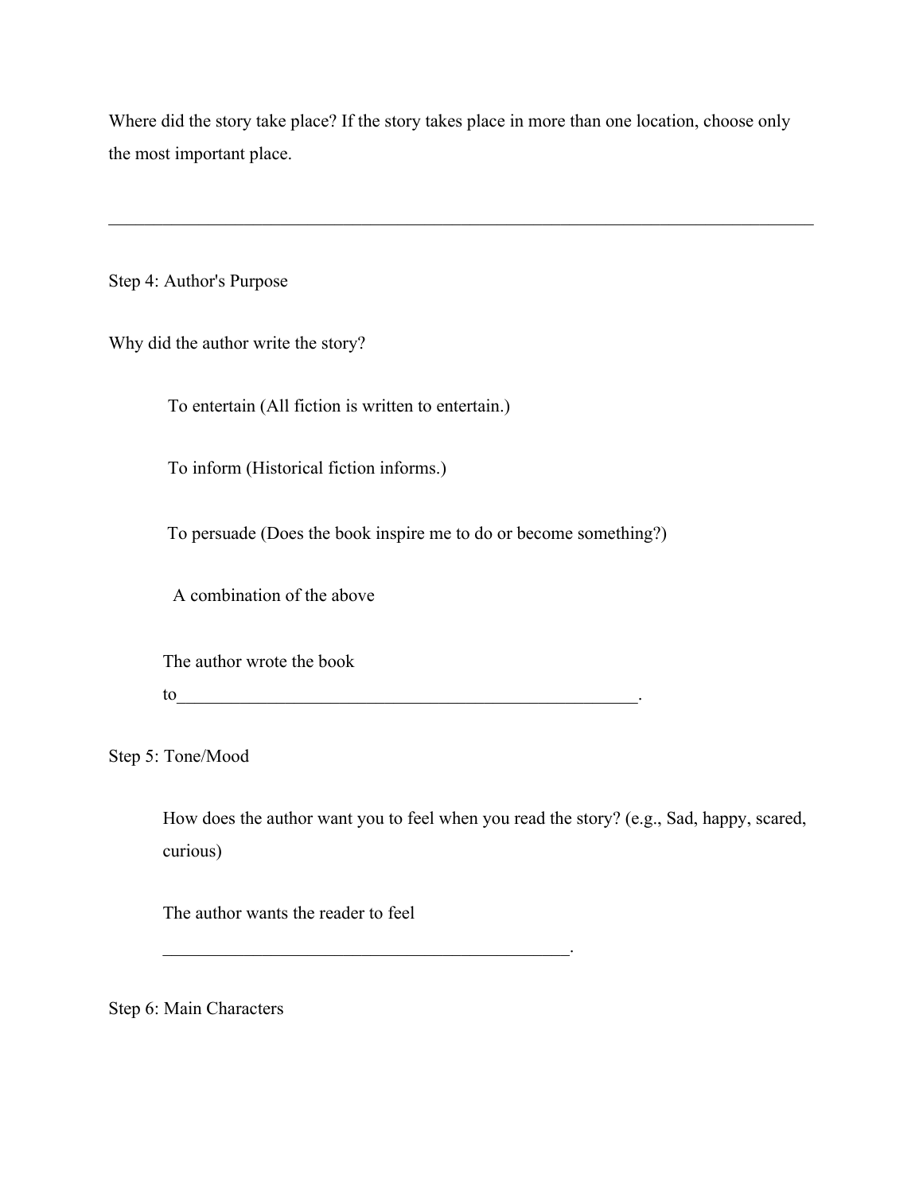Where did the story take place? If the story takes place in more than one location, choose only the most important place.

_______________________________________________________________________________

Step 4: Author's Purpose

Why did the author write the story?

- To entertain (All fiction is written to entertain.)
- To inform (Historical fiction informs.)
- To persuade (Does the book inspire me to do or become something?)
- A combination of the above

The author wrote the book to_____________________________________________________.

Step 5: Tone/Mood

How does the author want you to feel when you read the story? (e.g., Sad, happy, scared, curious)

The author wants the reader to feel ______________________________________________.

Step 6: Main Characters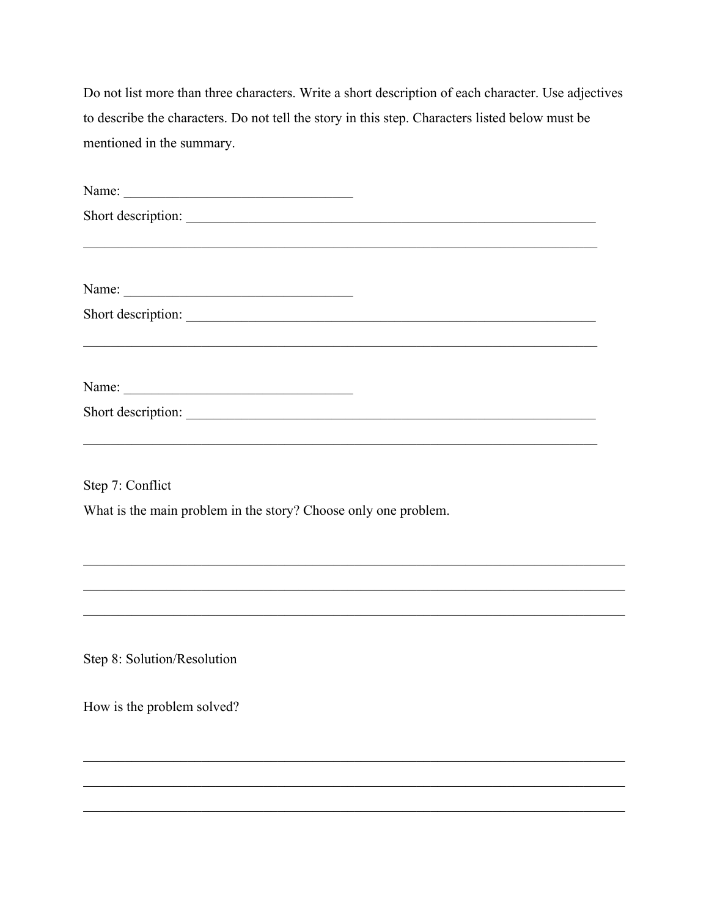Do not list more than three characters. Write a short description of each character. Use adjectives to describe the characters. Do not tell the story in this step. Characters listed below must be mentioned in the summary.

Name: ___________________________________

Short description: _______________________________________________________________

_____________________________________________________________________________

Name: ___________________________________

Short description: _______________________________________________________________

_____________________________________________________________________________

Name: ___________________________________

Short description: _______________________________________________________________

_____________________________________________________________________________

Step 7: Conflict

What is the main problem in the story? Choose only one problem.

_____________________________________________________________________________

_____________________________________________________________________________

_____________________________________________________________________________

Step 8: Solution/Resolution

How is the problem solved?

_____________________________________________________________________________

_____________________________________________________________________________

_____________________________________________________________________________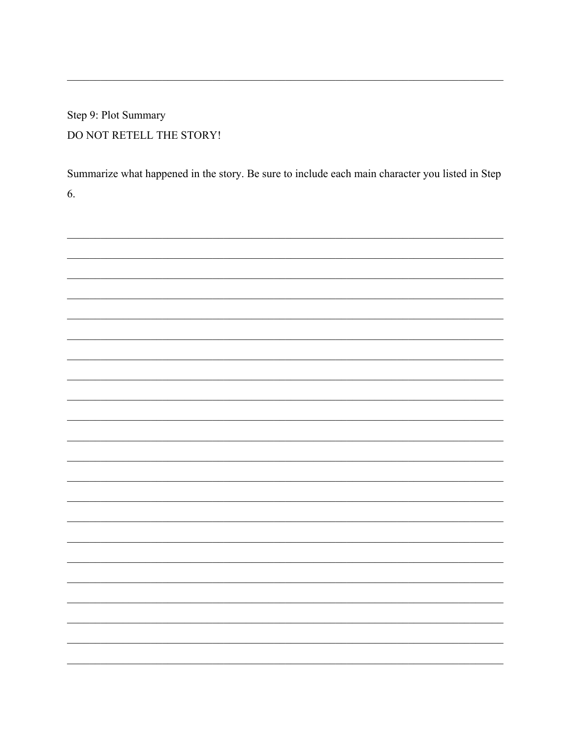Step 9: Plot Summary

DO NOT RETELL THE STORY!

Summarize what happened in the story. Be sure to include each main character you listed in Step 6.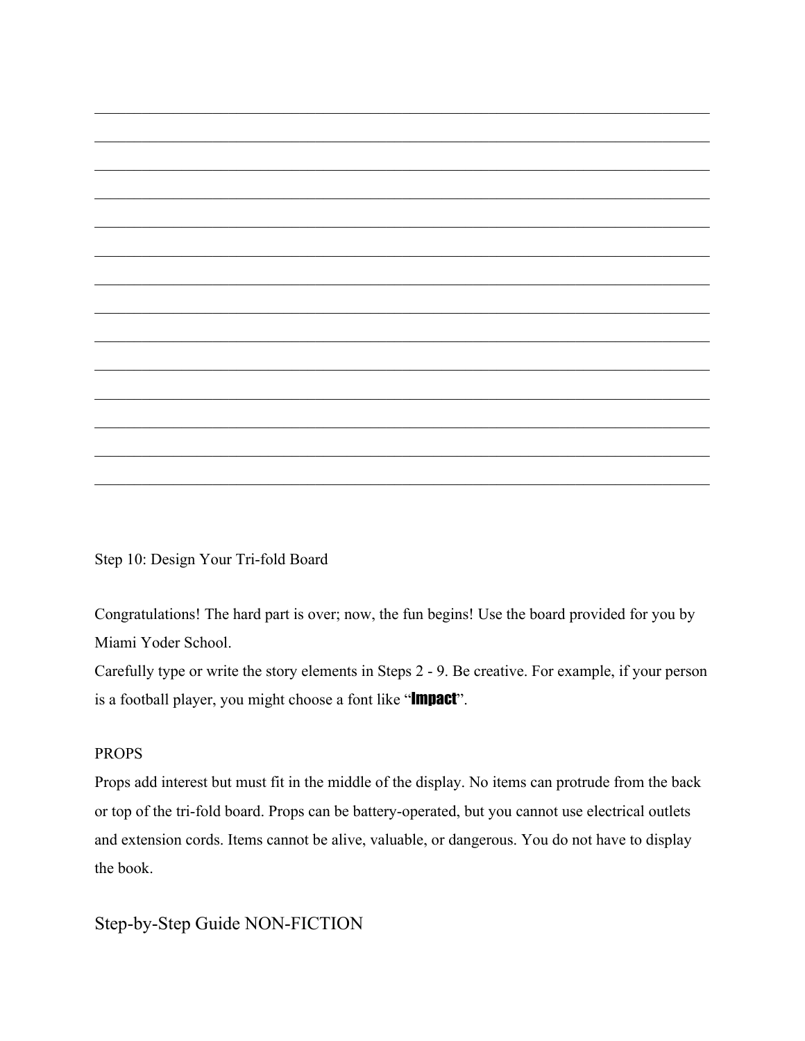______________________________________________________________________________

______________________________________________________________________________

______________________________________________________________________________

______________________________________________________________________________

______________________________________________________________________________

______________________________________________________________________________

______________________________________________________________________________

______________________________________________________________________________

______________________________________________________________________________

______________________________________________________________________________

______________________________________________________________________________

______________________________________________________________________________

______________________________________________________________________________

______________________________________________________________________________

Step 10: Design Your Tri-fold Board

Congratulations! The hard part is over; now, the fun begins! Use the board provided for you by Miami Yoder School.

Carefully type or write the story elements in Steps 2 - 9. Be creative. For example, if your person is a football player, you might choose a font like "**Impact**".

PROPS

Props add interest but must fit in the middle of the display. No items can protrude from the back or top of the tri-fold board. Props can be battery-operated, but you cannot use electrical outlets and extension cords. Items cannot be alive, valuable, or dangerous. You do not have to display the book.

## Step-by-Step Guide NON-FICTION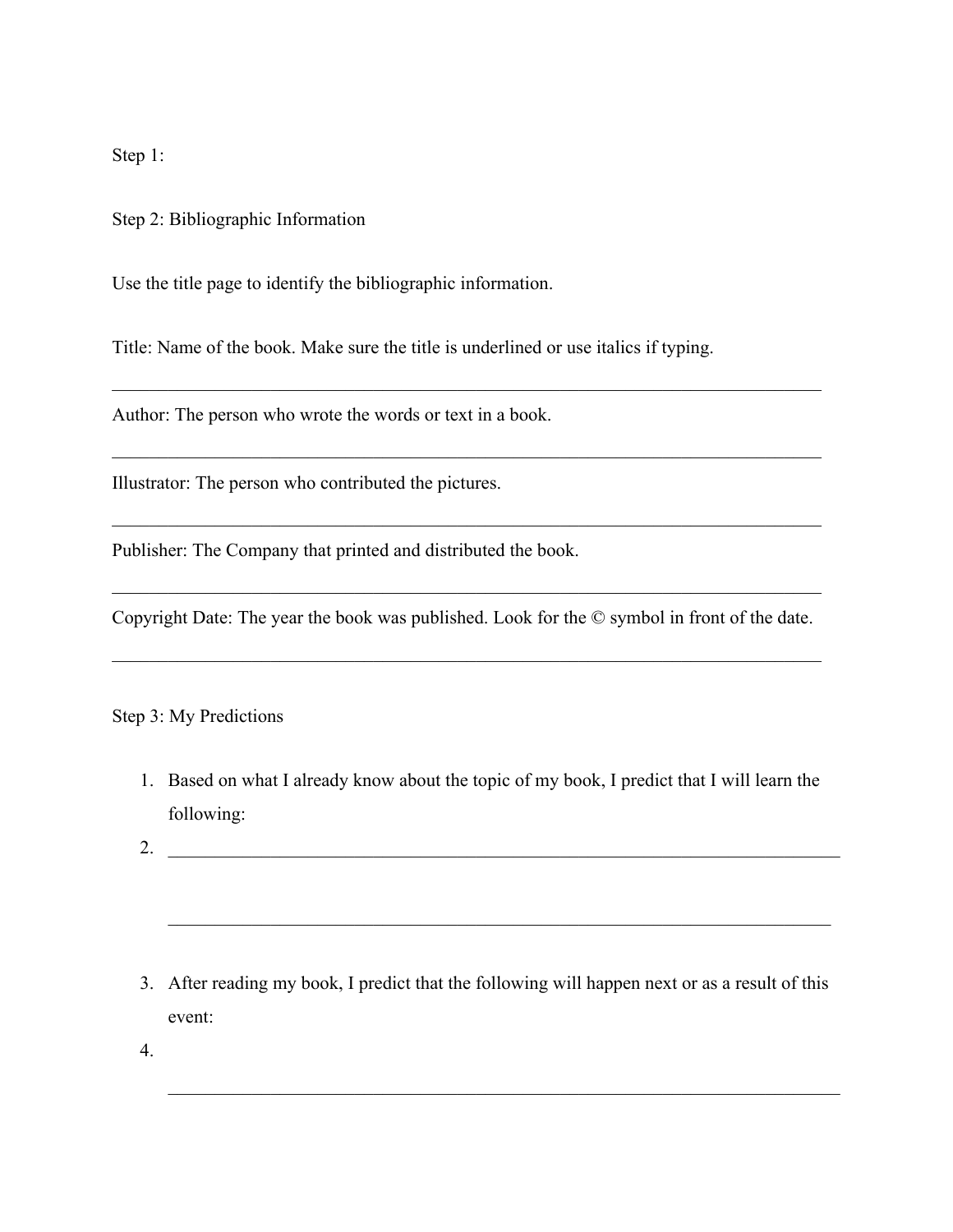Step 1:

Step 2: Bibliographic Information

Use the title page to identify the bibliographic information.

Title: Name of the book. Make sure the title is underlined or use italics if typing.

______________________________________________________________________________

Author: The person who wrote the words or text in a book.

______________________________________________________________________________

Illustrator: The person who contributed the pictures.

______________________________________________________________________________

Publisher: The Company that printed and distributed the book.

______________________________________________________________________________

Copyright Date: The year the book was published. Look for the © symbol in front of the date.

______________________________________________________________________________

Step 3: My Predictions

1. Based on what I already know about the topic of my book, I predict that I will learn the following:
2. ______________________________________________________________________________

   ______________________________________________________________________________

3. After reading my book, I predict that the following will happen next or as a result of this event:
4. 

   ______________________________________________________________________________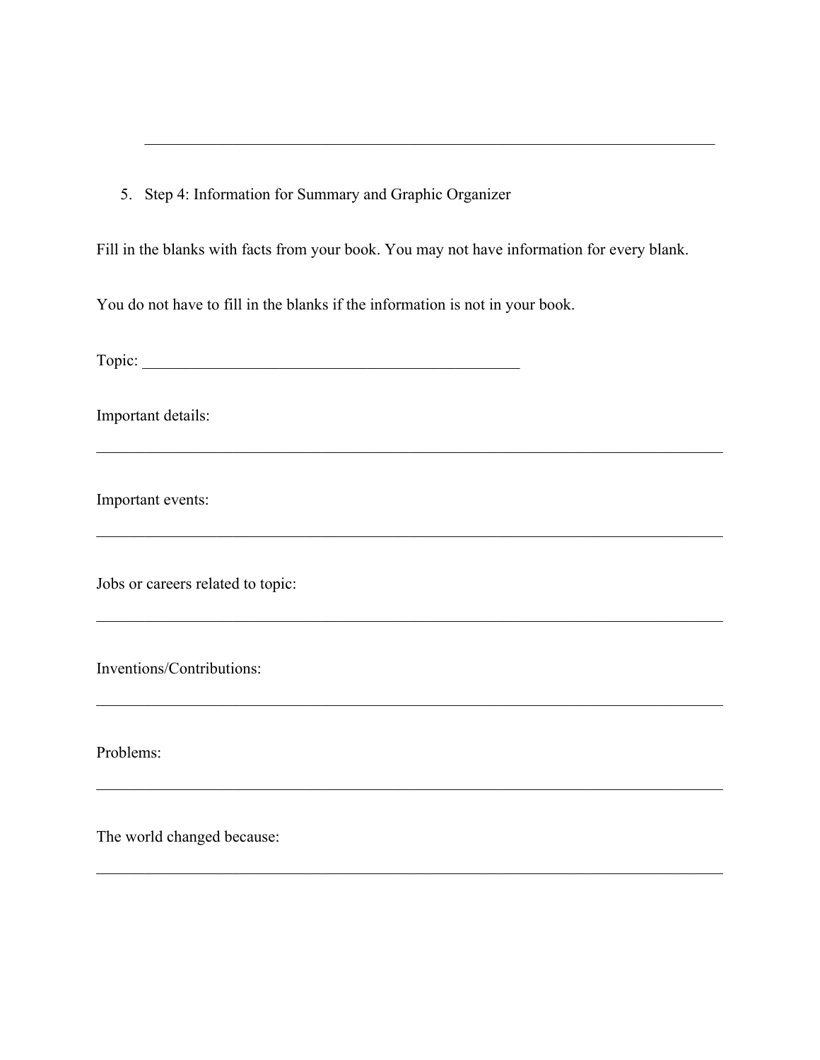\_\_\_\_\_\_\_\_\_\_\_\_\_\_\_\_\_\_\_\_\_\_\_\_\_\_\_\_\_\_\_\_\_\_\_\_\_\_\_\_\_\_\_\_\_\_\_\_\_\_\_\_\_\_\_\_\_\_\_\_\_\_\_\_\_\_\_\_\_\_

5. Step 4: Information for Summary and Graphic Organizer

Fill in the blanks with facts from your book. You may not have information for every blank.

You do not have to fill in the blanks if the information is not in your book.

Topic: \_\_\_\_\_\_\_\_\_\_\_\_\_\_\_\_\_\_\_\_\_\_\_\_\_\_\_\_\_\_\_\_\_\_\_\_\_\_\_\_\_\_\_\_\_\_\_\_

Important details:

\_\_\_\_\_\_\_\_\_\_\_\_\_\_\_\_\_\_\_\_\_\_\_\_\_\_\_\_\_\_\_\_\_\_\_\_\_\_\_\_\_\_\_\_\_\_\_\_\_\_\_\_\_\_\_\_\_\_\_\_\_\_\_\_\_\_\_\_\_\_\_\_\_\_\_\_

Important events:

\_\_\_\_\_\_\_\_\_\_\_\_\_\_\_\_\_\_\_\_\_\_\_\_\_\_\_\_\_\_\_\_\_\_\_\_\_\_\_\_\_\_\_\_\_\_\_\_\_\_\_\_\_\_\_\_\_\_\_\_\_\_\_\_\_\_\_\_\_\_\_\_\_\_\_\_

Jobs or careers related to topic:

\_\_\_\_\_\_\_\_\_\_\_\_\_\_\_\_\_\_\_\_\_\_\_\_\_\_\_\_\_\_\_\_\_\_\_\_\_\_\_\_\_\_\_\_\_\_\_\_\_\_\_\_\_\_\_\_\_\_\_\_\_\_\_\_\_\_\_\_\_\_\_\_\_\_\_\_

Inventions/Contributions:

\_\_\_\_\_\_\_\_\_\_\_\_\_\_\_\_\_\_\_\_\_\_\_\_\_\_\_\_\_\_\_\_\_\_\_\_\_\_\_\_\_\_\_\_\_\_\_\_\_\_\_\_\_\_\_\_\_\_\_\_\_\_\_\_\_\_\_\_\_\_\_\_\_\_\_\_

Problems:

\_\_\_\_\_\_\_\_\_\_\_\_\_\_\_\_\_\_\_\_\_\_\_\_\_\_\_\_\_\_\_\_\_\_\_\_\_\_\_\_\_\_\_\_\_\_\_\_\_\_\_\_\_\_\_\_\_\_\_\_\_\_\_\_\_\_\_\_\_\_\_\_\_\_\_\_

The world changed because:

\_\_\_\_\_\_\_\_\_\_\_\_\_\_\_\_\_\_\_\_\_\_\_\_\_\_\_\_\_\_\_\_\_\_\_\_\_\_\_\_\_\_\_\_\_\_\_\_\_\_\_\_\_\_\_\_\_\_\_\_\_\_\_\_\_\_\_\_\_\_\_\_\_\_\_\_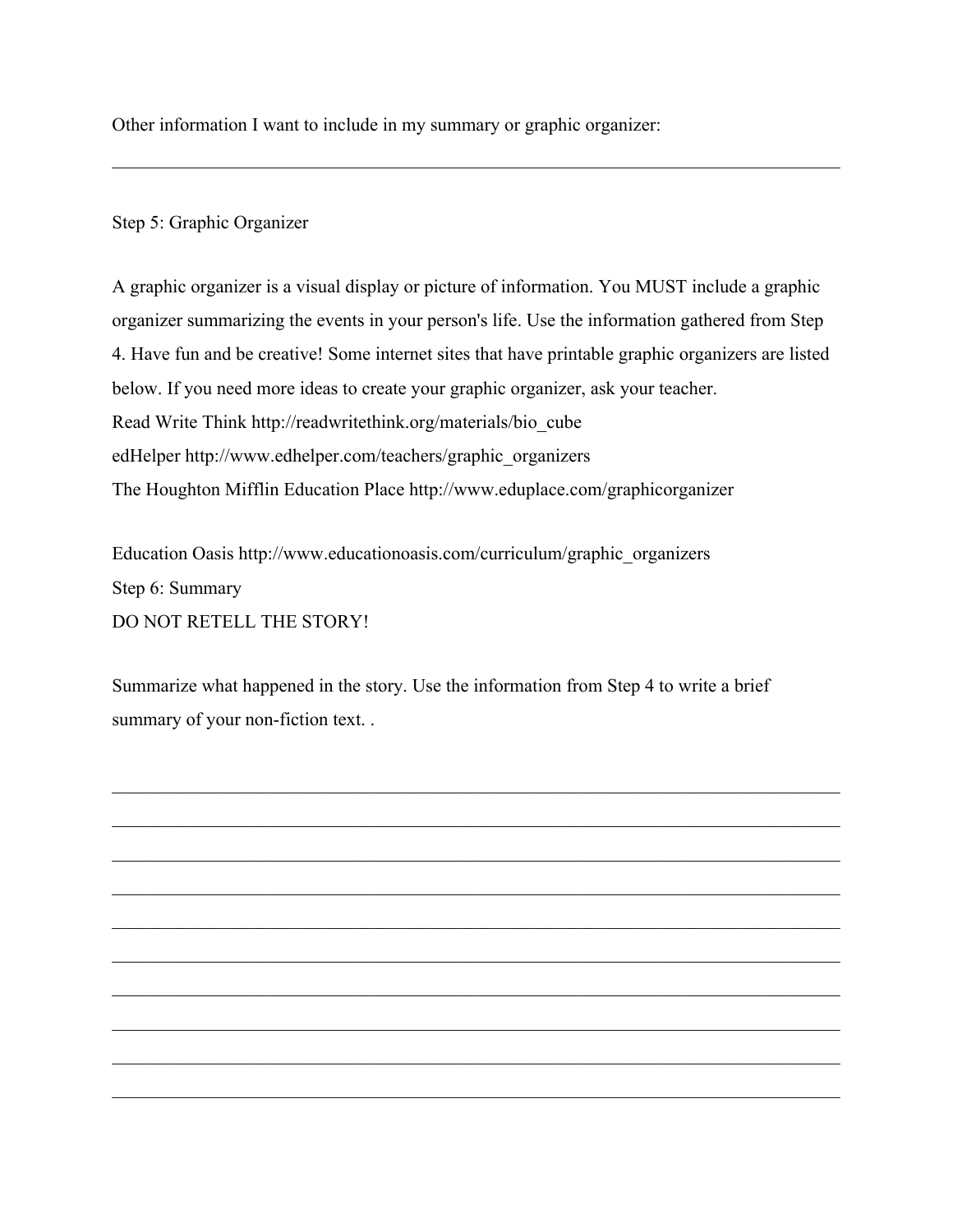Other information I want to include in my summary or graphic organizer:

______________________________________________________________________________

Step 5: Graphic Organizer

A graphic organizer is a visual display or picture of information. You MUST include a graphic organizer summarizing the events in your person's life. Use the information gathered from Step 4. Have fun and be creative! Some internet sites that have printable graphic organizers are listed below. If you need more ideas to create your graphic organizer, ask your teacher.

Read Write Think http://readwritethink.org/materials/bio_cube
edHelper http://www.edhelper.com/teachers/graphic_organizers
The Houghton Mifflin Education Place http://www.eduplace.com/graphicorganizer

Education Oasis http://www.educationoasis.com/curriculum/graphic_organizers

Step 6: Summary

DO NOT RETELL THE STORY!

Summarize what happened in the story. Use the information from Step 4 to write a brief summary of your non-fiction text. .

______________________________________________________________________________

______________________________________________________________________________

______________________________________________________________________________

______________________________________________________________________________

______________________________________________________________________________

______________________________________________________________________________

______________________________________________________________________________

______________________________________________________________________________

______________________________________________________________________________

______________________________________________________________________________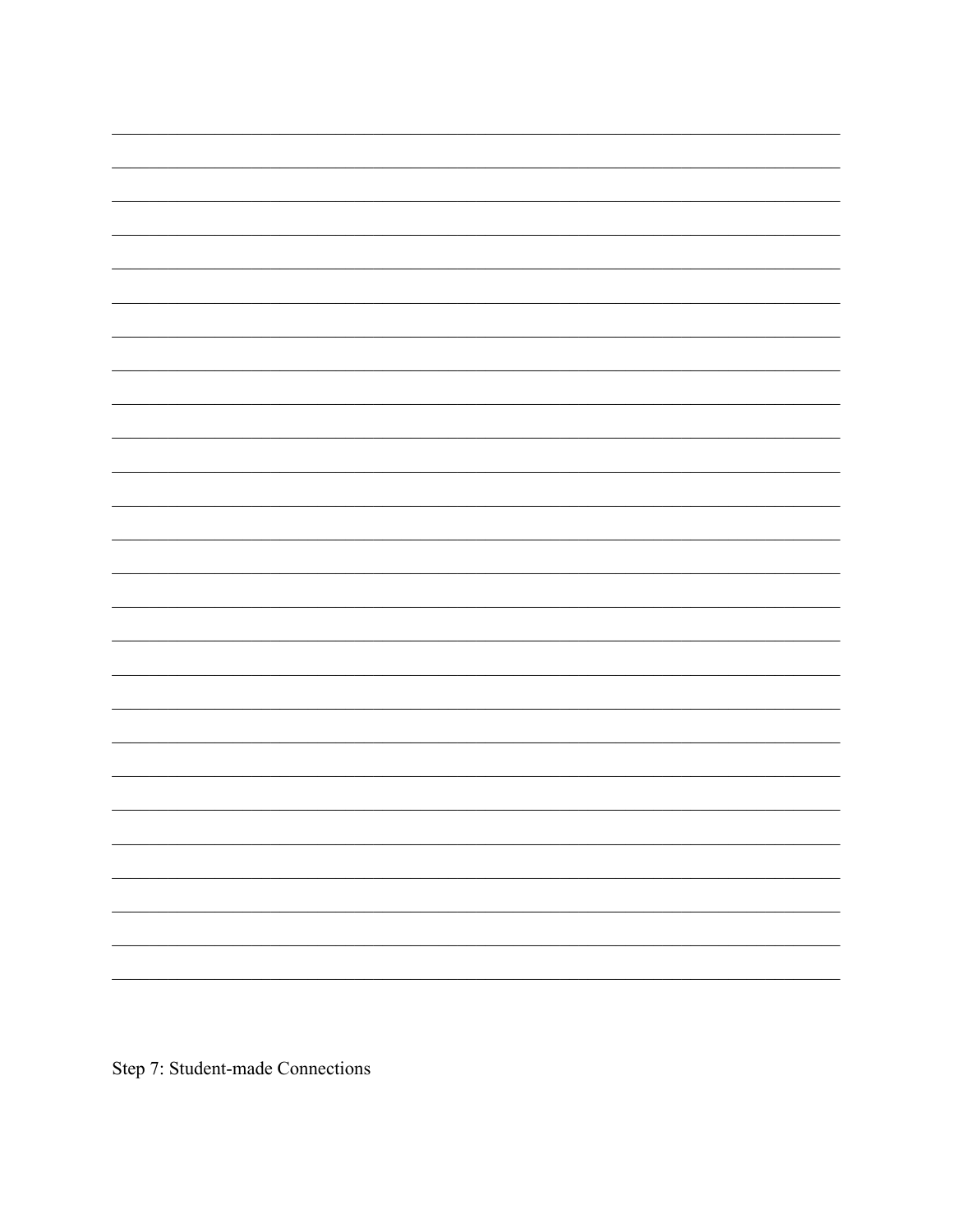Step 7: Student-made Connections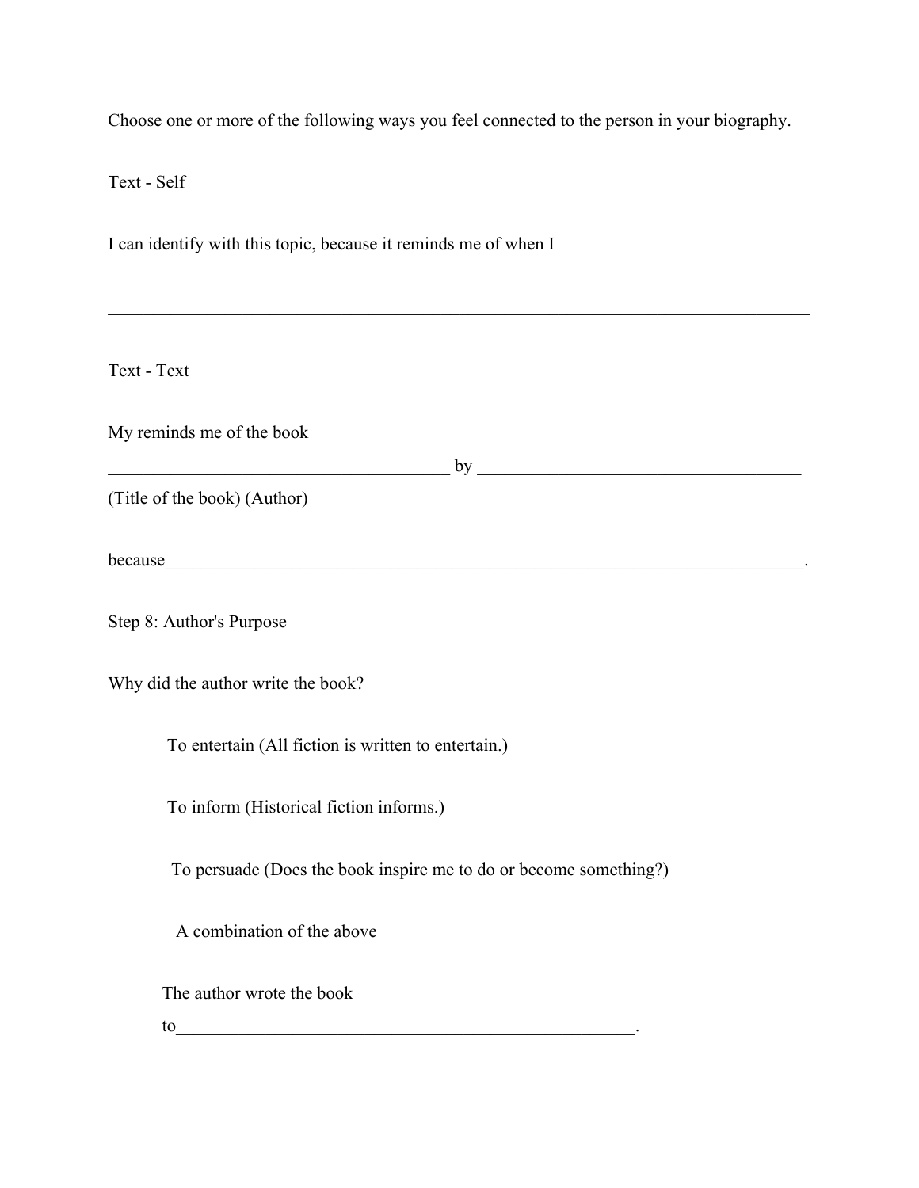Choose one or more of the following ways you feel connected to the person in your biography.

Text - Self

I can identify with this topic, because it reminds me of when I

_______________________________________________________________________________

Text - Text

My reminds me of the book

______________________________________ by ____________________________________

(Title of the book) (Author)

because______________________________________________________________________.

Step 8: Author's Purpose

Why did the author write the book?

To entertain (All fiction is written to entertain.)

To inform (Historical fiction informs.)

To persuade (Does the book inspire me to do or become something?)

A combination of the above

The author wrote the book

to_________________________________________________________.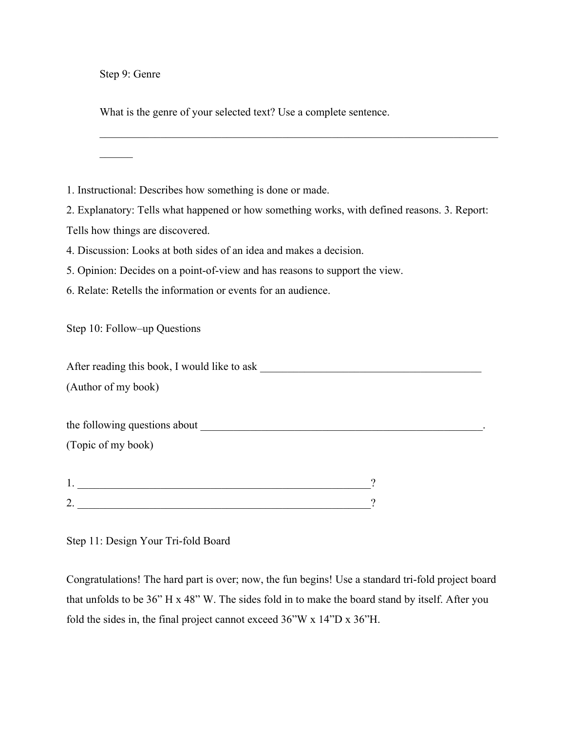Step 9: Genre

What is the genre of your selected text? Use a complete sentence.

______________________________________________________________________________

1. Instructional: Describes how something is done or made.
2. Explanatory: Tells what happened or how something works, with defined reasons. 3. Report: Tells how things are discovered.
4. Discussion: Looks at both sides of an idea and makes a decision.
5. Opinion: Decides on a point-of-view and has reasons to support the view.
6. Relate: Retells the information or events for an audience.

Step 10: Follow–up Questions

After reading this book, I would like to ask ________________________________________
(Author of my book)

the following questions about ____________________________________________________.
(Topic of my book)

1. _______________________________________________________?
2. _______________________________________________________?

Step 11: Design Your Tri-fold Board

Congratulations! The hard part is over; now, the fun begins! Use a standard tri-fold project board that unfolds to be 36" H x 48" W. The sides fold in to make the board stand by itself. After you fold the sides in, the final project cannot exceed 36"W x 14"D x 36"H.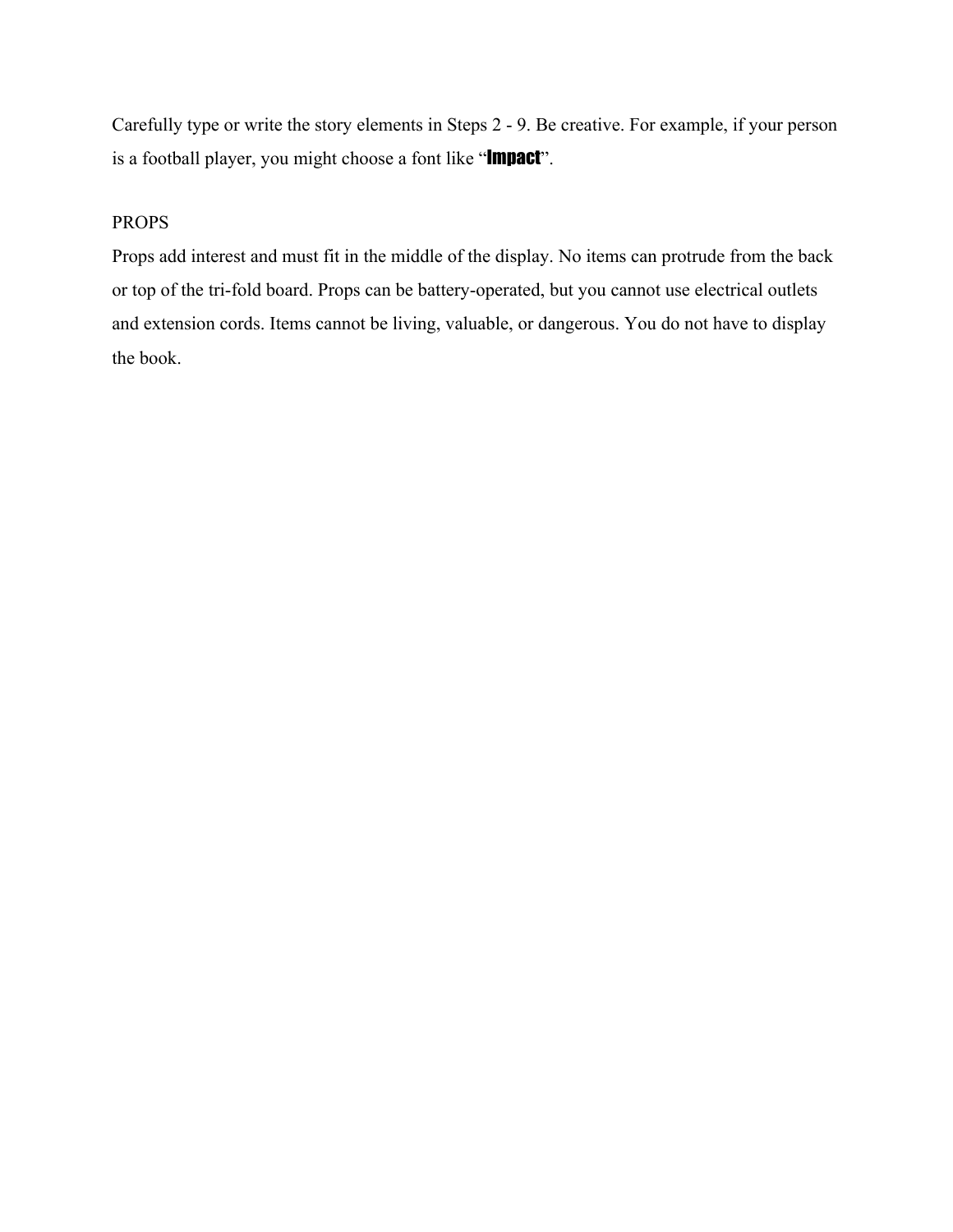Carefully type or write the story elements in Steps 2 - 9. Be creative. For example, if your person is a football player, you might choose a font like "**Impact**".

PROPS

Props add interest and must fit in the middle of the display. No items can protrude from the back or top of the tri-fold board. Props can be battery-operated, but you cannot use electrical outlets and extension cords. Items cannot be living, valuable, or dangerous. You do not have to display the book.